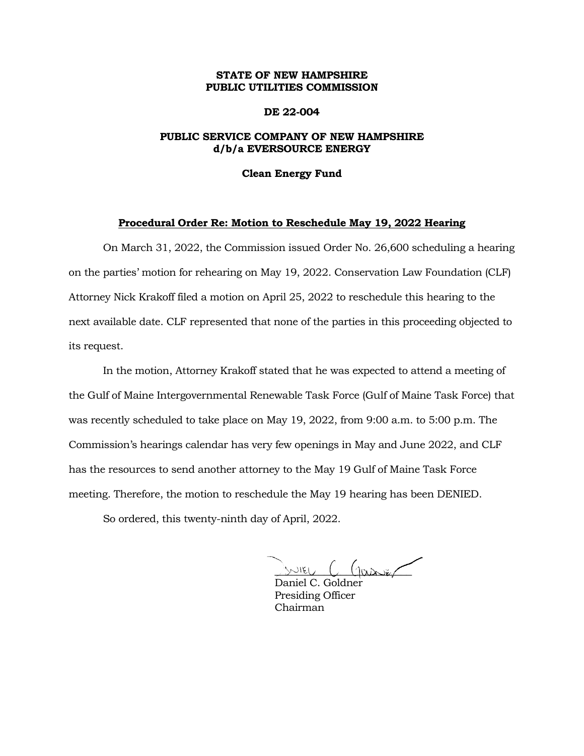**STATE OF NEW HAMPSHIRE**
**PUBLIC UTILITIES COMMISSION**

**DE 22-004**

**PUBLIC SERVICE COMPANY OF NEW HAMPSHIRE**
**d/b/a EVERSOURCE ENERGY**

**Clean Energy Fund**

**<u>Procedural Order Re: Motion to Reschedule May 19, 2022 Hearing</u>**

On March 31, 2022, the Commission issued Order No. 26,600 scheduling a hearing on the parties' motion for rehearing on May 19, 2022. Conservation Law Foundation (CLF) Attorney Nick Krakoff filed a motion on April 25, 2022 to reschedule this hearing to the next available date. CLF represented that none of the parties in this proceeding objected to its request.

In the motion, Attorney Krakoff stated that he was expected to attend a meeting of the Gulf of Maine Intergovernmental Renewable Task Force (Gulf of Maine Task Force) that was recently scheduled to take place on May 19, 2022, from 9:00 a.m. to 5:00 p.m. The Commission's hearings calendar has very few openings in May and June 2022, and CLF has the resources to send another attorney to the May 19 Gulf of Maine Task Force meeting. Therefore, the motion to reschedule the May 19 hearing has been DENIED.

So ordered, this twenty-ninth day of April, 2022.

Daniel C. Goldner
Presiding Officer
Chairman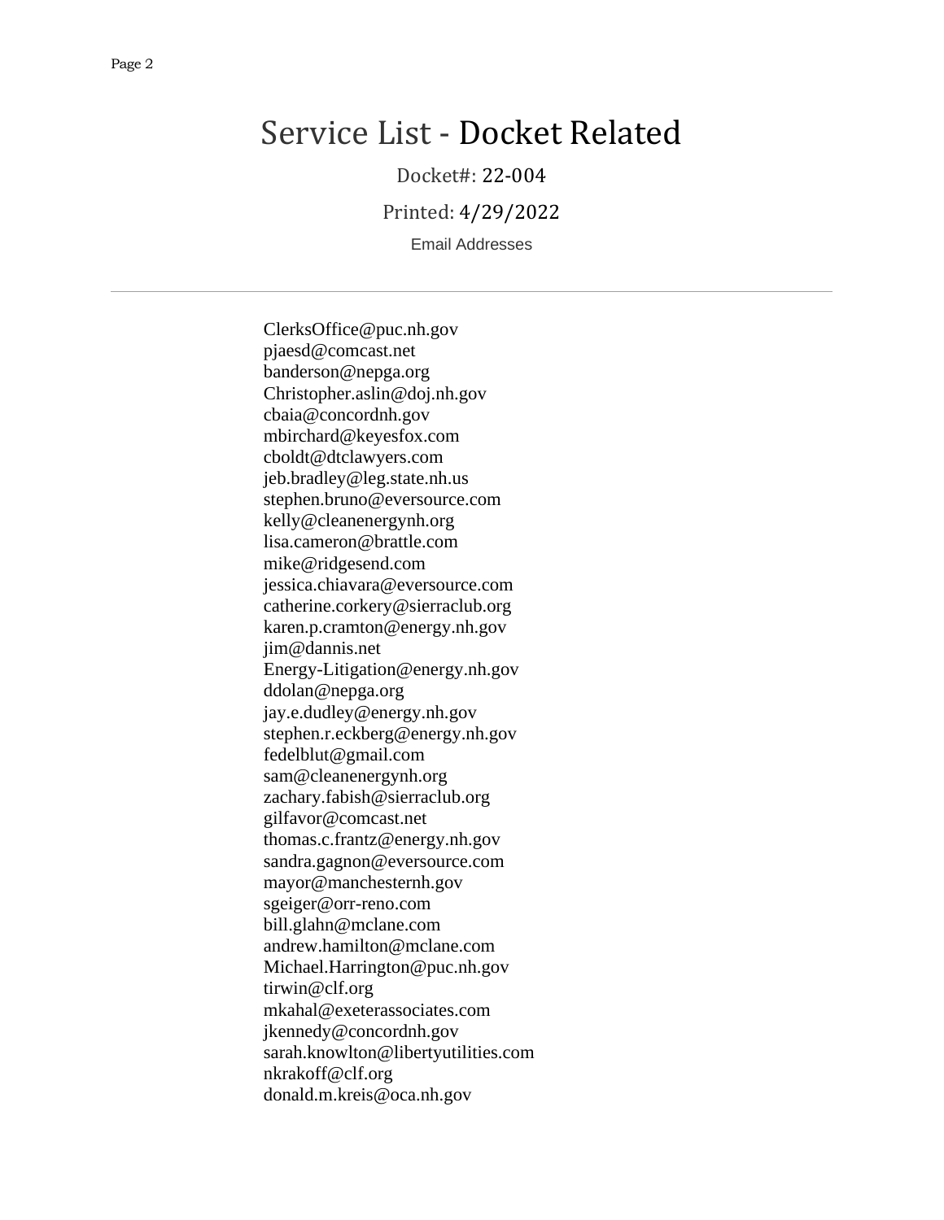# Service List - Docket Related

Docket#: 22-004

Printed: 4/29/2022

Email Addresses

---

ClerksOffice@puc.nh.gov
pjaesd@comcast.net
banderson@nepga.org
Christopher.aslin@doj.nh.gov
cbaia@concordnh.gov
mbirchard@keyesfox.com
cboldt@dtclawyers.com
jeb.bradley@leg.state.nh.us
stephen.bruno@eversource.com
kelly@cleanenergynh.org
lisa.cameron@brattle.com
mike@ridgesend.com
jessica.chiavara@eversource.com
catherine.corkery@sierraclub.org
karen.p.cramton@energy.nh.gov
jim@dannis.net
Energy-Litigation@energy.nh.gov
ddolan@nepga.org
jay.e.dudley@energy.nh.gov
stephen.r.eckberg@energy.nh.gov
fedelblut@gmail.com
sam@cleanenergynh.org
zachary.fabish@sierraclub.org
gilfavor@comcast.net
thomas.c.frantz@energy.nh.gov
sandra.gagnon@eversource.com
mayor@manchesternh.gov
sgeiger@orr-reno.com
bill.glahn@mclane.com
andrew.hamilton@mclane.com
Michael.Harrington@puc.nh.gov
tirwin@clf.org
mkahal@exeterassociates.com
jkennedy@concordnh.gov
sarah.knowlton@libertyutilities.com
nkrakoff@clf.org
donald.m.kreis@oca.nh.gov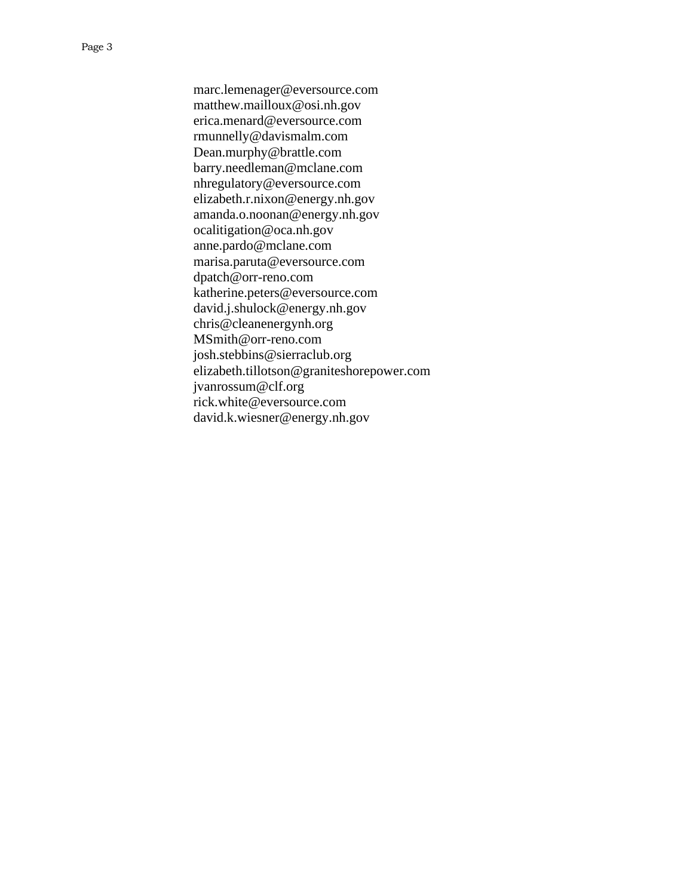marc.lemenager@eversource.com
matthew.mailloux@osi.nh.gov
erica.menard@eversource.com
rmunnelly@davismalm.com
Dean.murphy@brattle.com
barry.needleman@mclane.com
nhregulatory@eversource.com
elizabeth.r.nixon@energy.nh.gov
amanda.o.noonan@energy.nh.gov
ocalitigation@oca.nh.gov
anne.pardo@mclane.com
marisa.paruta@eversource.com
dpatch@orr-reno.com
katherine.peters@eversource.com
david.j.shulock@energy.nh.gov
chris@cleanenergynh.org
MSmith@orr-reno.com
josh.stebbins@sierraclub.org
elizabeth.tillotson@graniteshorepower.com
jvanrossum@clf.org
rick.white@eversource.com
david.k.wiesner@energy.nh.gov